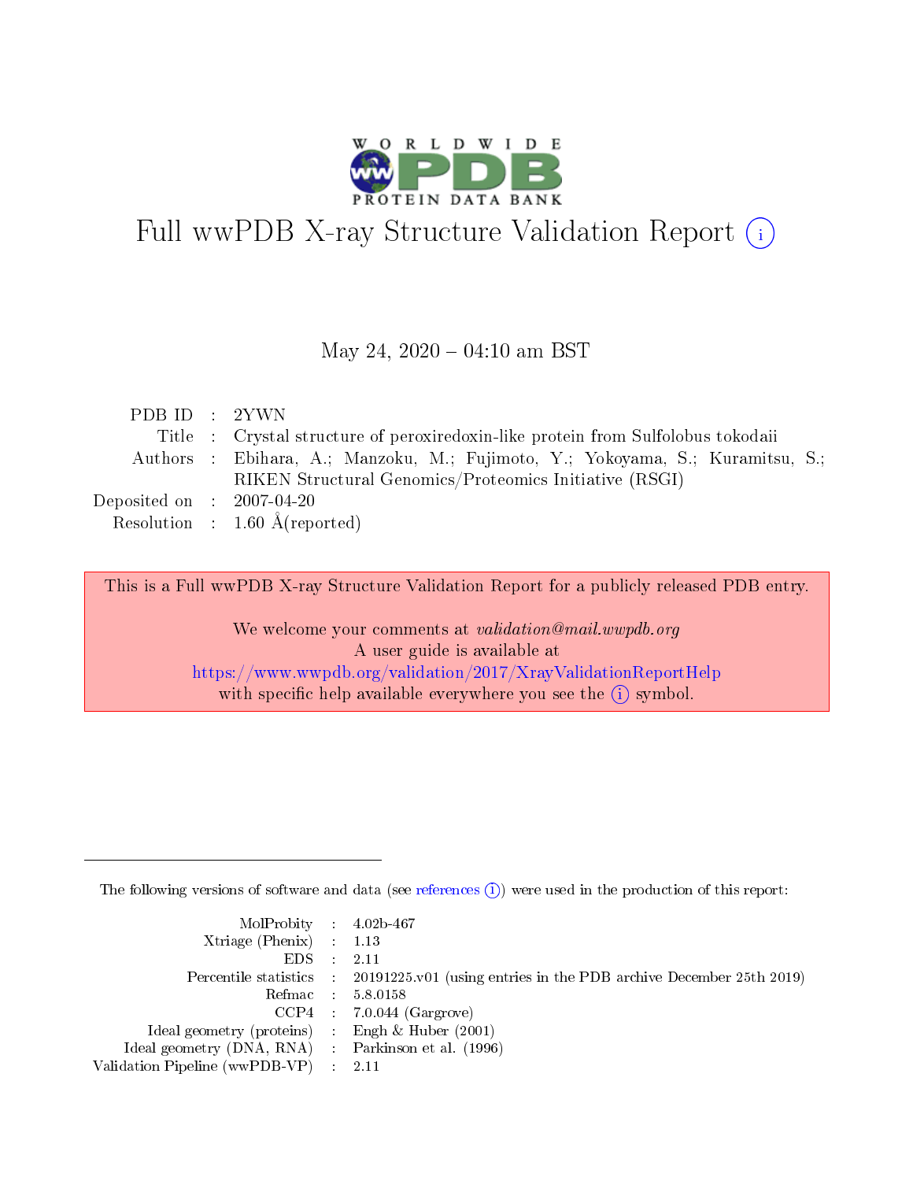# Full wwPDB X-ray Structure Validation Report (i)

May 24, 2020 – 04:10 am BST

| | | |
|---|---|---|
| PDB ID | : | 2YWN |
| Title | : | Crystal structure of peroxiredoxin-like protein from Sulfolobus tokodaii |
| Authors | : | Ebihara, A.; Manzoku, M.; Fujimoto, Y.; Yokoyama, S.; Kuramitsu, S.; RIKEN Structural Genomics/Proteomics Initiative (RSGI) |
| Deposited on | : | 2007-04-20 |
| Resolution | : | 1.60 Å(reported) |

This is a Full wwPDB X-ray Structure Validation Report for a publicly released PDB entry.

We welcome your comments at *validation@mail.wwpdb.org*
A user guide is available at
https://www.wwpdb.org/validation/2017/XrayValidationReportHelp
with specific help available everywhere you see the (i) symbol.

---

The following versions of software and data (see references (i)) were used in the production of this report:

| | | |
|---|---|---|
| MolProbity | : | 4.02b-467 |
| Xtriage (Phenix) | : | 1.13 |
| EDS | : | 2.11 |
| Percentile statistics | : | 20191225.v01 (using entries in the PDB archive December 25th 2019) |
| Refmac | : | 5.8.0158 |
| CCP4 | : | 7.0.044 (Gargrove) |
| Ideal geometry (proteins) | : | Engh & Huber (2001) |
| Ideal geometry (DNA, RNA) | : | Parkinson et al. (1996) |
| Validation Pipeline (wwPDB-VP) | : | 2.11 |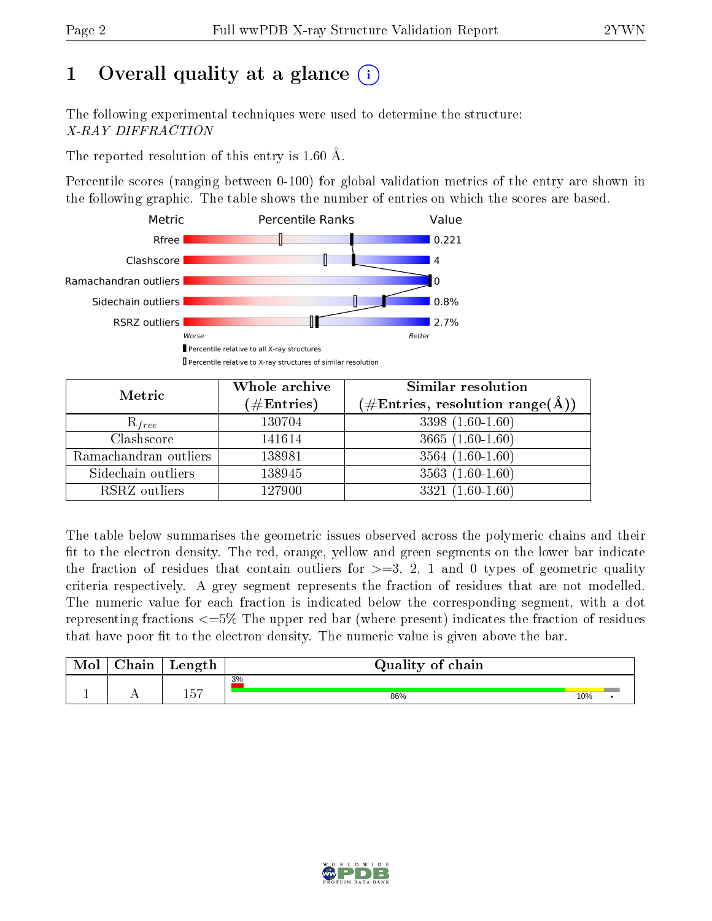# 1 Overall quality at a glance

The following experimental techniques were used to determine the structure:
*X-RAY DIFFRACTION*

The reported resolution of this entry is 1.60 Å.

Percentile scores (ranging between 0-100) for global validation metrics of the entry are shown in the following graphic. The table shows the number of entries on which the scores are based.

| Metric | Value |
|---|---|
| Rfree | 0.221 |
| Clashscore | 4 |
| Ramachandran outliers | 0 |
| Sidechain outliers | 0.8% |
| RSRZ outliers | 2.7% |

| Metric | Whole archive (#Entries) | Similar resolution (#Entries, resolution range(Å)) |
|---|---|---|
| $R_{free}$ | 130704 | 3398 (1.60-1.60) |
| Clashscore | 141614 | 3665 (1.60-1.60) |
| Ramachandran outliers | 138981 | 3564 (1.60-1.60) |
| Sidechain outliers | 138945 | 3563 (1.60-1.60) |
| RSRZ outliers | 127900 | 3321 (1.60-1.60) |

The table below summarises the geometric issues observed across the polymeric chains and their fit to the electron density. The red, orange, yellow and green segments on the lower bar indicate the fraction of residues that contain outliers for >=3, 2, 1 and 0 types of geometric quality criteria respectively. A grey segment represents the fraction of residues that are not modelled. The numeric value for each fraction is indicated below the corresponding segment, with a dot representing fractions <=5% The upper red bar (where present) indicates the fraction of residues that have poor fit to the electron density. The numeric value is given above the bar.

| Mol | Chain | Length | Quality of chain |
|---|---|---|---|
| 1 | A | 157 | 3% / 86% / 10% / • |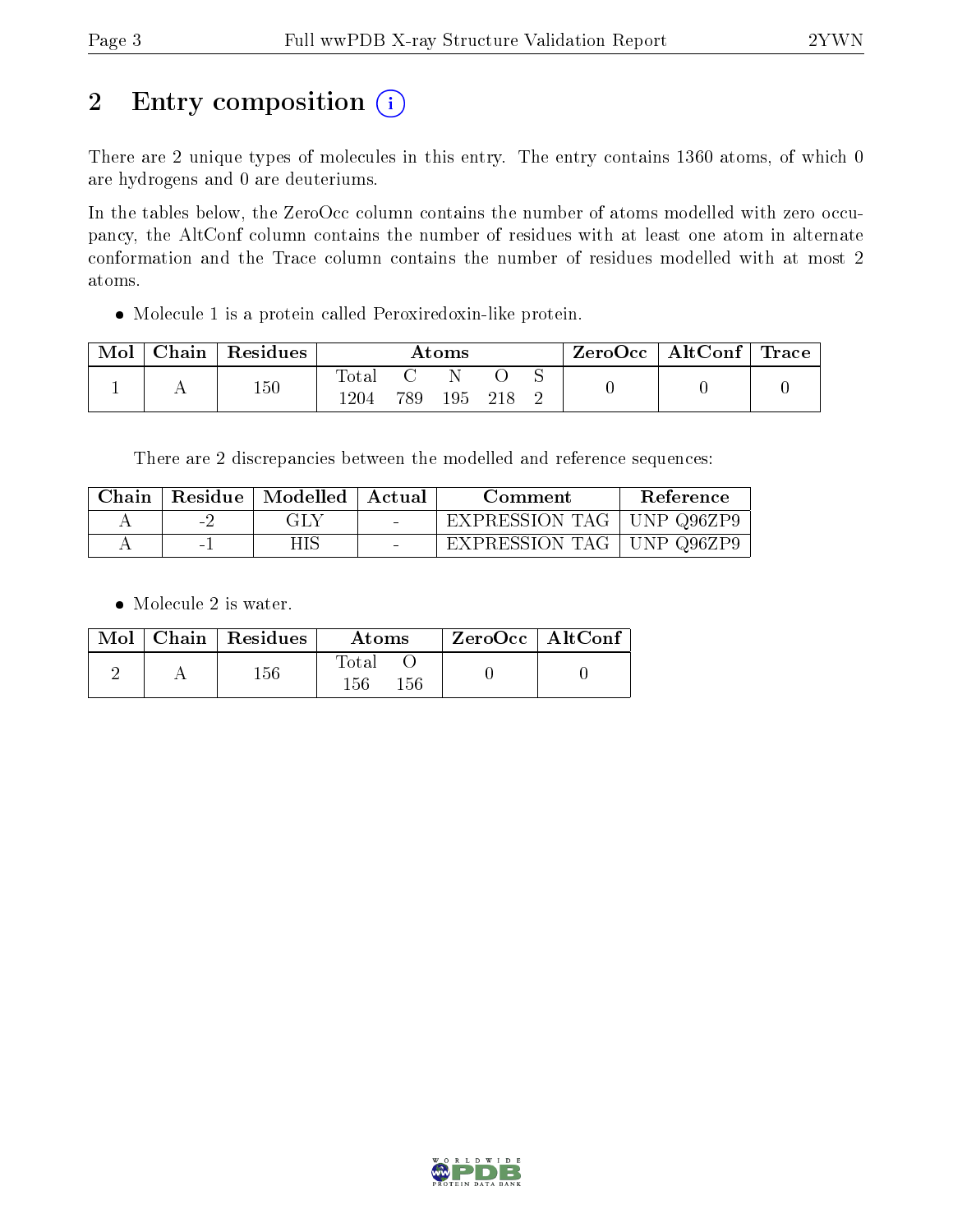# 2 Entry composition (i)

There are 2 unique types of molecules in this entry. The entry contains 1360 atoms, of which 0 are hydrogens and 0 are deuteriums.

In the tables below, the ZeroOcc column contains the number of atoms modelled with zero occupancy, the AltConf column contains the number of residues with at least one atom in alternate conformation and the Trace column contains the number of residues modelled with at most 2 atoms.

- Molecule 1 is a protein called Peroxiredoxin-like protein.

| Mol | Chain | Residues | Atoms | | | | | ZeroOcc | AltConf | Trace |
|---|---|---|---|---|---|---|---|---|---|---|
| | | | Total | C | N | O | S | | | |
| 1 | A | 150 | 1204 | 789 | 195 | 218 | 2 | 0 | 0 | 0 |

There are 2 discrepancies between the modelled and reference sequences:

| Chain | Residue | Modelled | Actual | Comment | Reference |
|---|---|---|---|---|---|
| A | -2 | GLY | - | EXPRESSION TAG | UNP Q96ZP9 |
| A | -1 | HIS | - | EXPRESSION TAG | UNP Q96ZP9 |

- Molecule 2 is water.

| Mol | Chain | Residues | Atoms | | ZeroOcc | AltConf |
|---|---|---|---|---|---|---|
| | | | Total | O | | |
| 2 | A | 156 | 156 | 156 | 0 | 0 |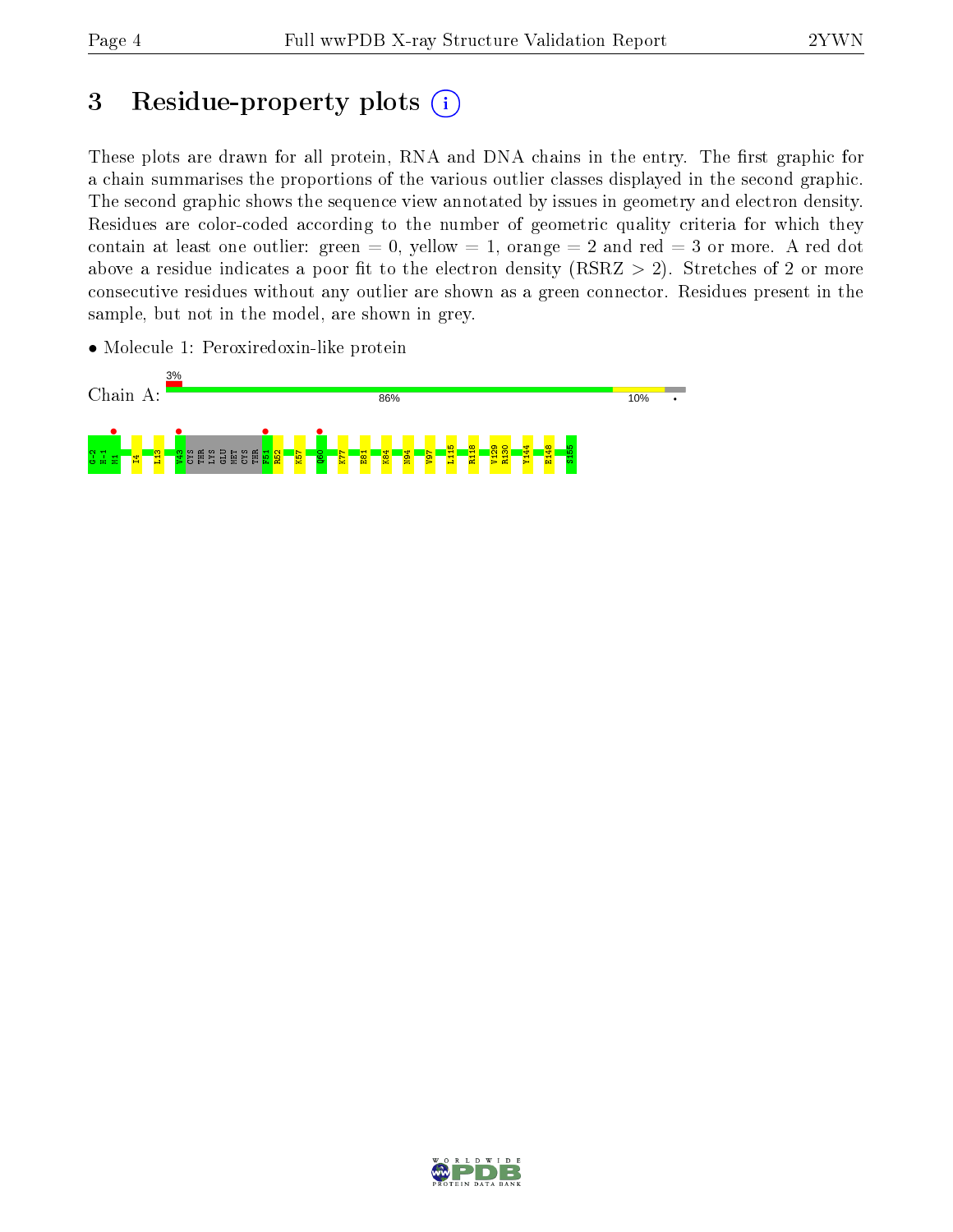# 3 Residue-property plots

These plots are drawn for all protein, RNA and DNA chains in the entry. The first graphic for a chain summarises the proportions of the various outlier classes displayed in the second graphic. The second graphic shows the sequence view annotated by issues in geometry and electron density. Residues are color-coded according to the number of geometric quality criteria for which they contain at least one outlier: green = 0, yellow = 1, orange = 2 and red = 3 or more. A red dot above a residue indicates a poor fit to the electron density (RSRZ > 2). Stretches of 2 or more consecutive residues without any outlier are shown as a green connector. Residues present in the sample, but not in the model, are shown in grey.

- Molecule 1: Peroxiredoxin-like protein

Chain A: 3% | 86% | 10% | •

G-2 H-1 M1 I4 L13 V43 CYS THR LYS GLU MET CYS THR F51 R52 K57 Q60 K77 E81 K84 N94 V97 L115 R118 V129 R130 Y144 E148 S155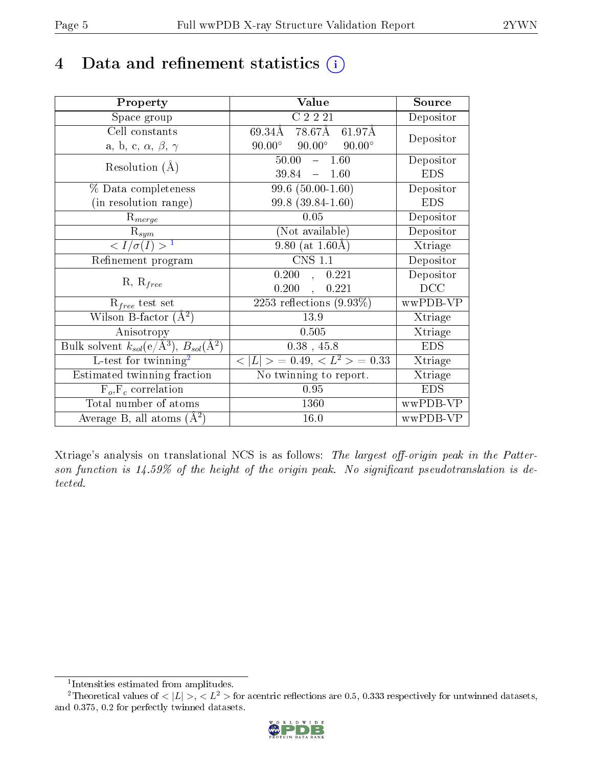# 4 Data and refinement statistics (i)

| Property | Value | Source |
|---|---|---|
| Space group | C 2 2 21 | Depositor |
| Cell constants<br>a, b, c, $\alpha$, $\beta$, $\gamma$ | 69.34Å 78.67Å 61.97Å<br>90.00° 90.00° 90.00° | Depositor |
| Resolution (Å) | 50.00 – 1.60<br>39.84 – 1.60 | Depositor<br>EDS |
| % Data completeness<br>(in resolution range) | 99.6 (50.00-1.60)<br>99.8 (39.84-1.60) | Depositor<br>EDS |
| $R_{merge}$ | 0.05 | Depositor |
| $R_{sym}$ | (Not available) | Depositor |
| $< I/\sigma(I) >$ [1] | 9.80 (at 1.60Å) | Xtriage |
| Refinement program | CNS 1.1 | Depositor |
| R, $R_{free}$ | 0.200 , 0.221<br>0.200 , 0.221 | Depositor<br>DCC |
| $R_{free}$ test set | 2253 reflections (9.93%) | wwPDB-VP |
| Wilson B-factor (Å$^2$) | 13.9 | Xtriage |
| Anisotropy | 0.505 | Xtriage |
| Bulk solvent $k_{sol}$(e/Å$^3$), $B_{sol}$(Å$^2$) | 0.38 , 45.8 | EDS |
| L-test for twinning[2] | $< \|L\| >$ = 0.49, $< L^2 >$ = 0.33 | Xtriage |
| Estimated twinning fraction | No twinning to report. | Xtriage |
| $F_o$,$F_c$ correlation | 0.95 | EDS |
| Total number of atoms | 1360 | wwPDB-VP |
| Average B, all atoms (Å$^2$) | 16.0 | wwPDB-VP |

Xtriage's analysis on translational NCS is as follows: *The largest off-origin peak in the Patterson function is 14.59% of the height of the origin peak. No significant pseudotranslation is detected.*

[1] Intensities estimated from amplitudes.

[2] Theoretical values of $< |L| >$, $< L^2 >$ for acentric reflections are 0.5, 0.333 respectively for untwinned datasets, and 0.375, 0.2 for perfectly twinned datasets.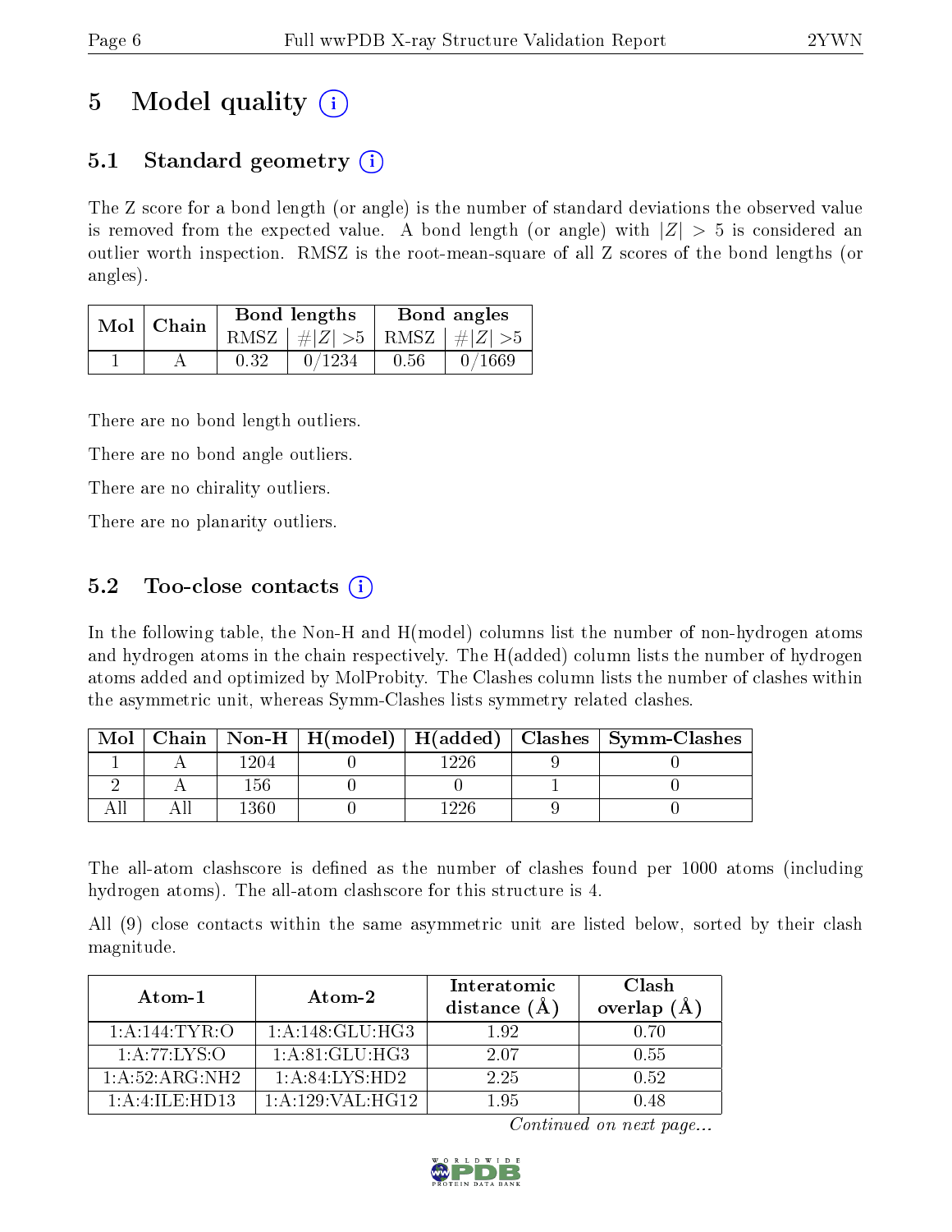# 5 Model quality (i)

## 5.1 Standard geometry (i)

The Z score for a bond length (or angle) is the number of standard deviations the observed value is removed from the expected value. A bond length (or angle) with $|Z| > 5$ is considered an outlier worth inspection. RMSZ is the root-mean-square of all Z scores of the bond lengths (or angles).

| Mol | Chain | Bond lengths | | Bond angles | |
|---|---|---|---|---|---|
| | | RMSZ | $\#\|Z\| >5$ | RMSZ | $\#\|Z\| >5$ |
| 1 | A | 0.32 | 0/1234 | 0.56 | 0/1669 |

There are no bond length outliers.

There are no bond angle outliers.

There are no chirality outliers.

There are no planarity outliers.

## 5.2 Too-close contacts (i)

In the following table, the Non-H and H(model) columns list the number of non-hydrogen atoms and hydrogen atoms in the chain respectively. The H(added) column lists the number of hydrogen atoms added and optimized by MolProbity. The Clashes column lists the number of clashes within the asymmetric unit, whereas Symm-Clashes lists symmetry related clashes.

| Mol | Chain | Non-H | H(model) | H(added) | Clashes | Symm-Clashes |
|---|---|---|---|---|---|---|
| 1 | A | 1204 | 0 | 1226 | 9 | 0 |
| 2 | A | 156 | 0 | 0 | 1 | 0 |
| All | All | 1360 | 0 | 1226 | 9 | 0 |

The all-atom clashscore is defined as the number of clashes found per 1000 atoms (including hydrogen atoms). The all-atom clashscore for this structure is 4.

All (9) close contacts within the same asymmetric unit are listed below, sorted by their clash magnitude.

| Atom-1 | Atom-2 | Interatomic distance (Å) | Clash overlap (Å) |
|---|---|---|---|
| 1:A:144:TYR:O | 1:A:148:GLU:HG3 | 1.92 | 0.70 |
| 1:A:77:LYS:O | 1:A:81:GLU:HG3 | 2.07 | 0.55 |
| 1:A:52:ARG:NH2 | 1:A:84:LYS:HD2 | 2.25 | 0.52 |
| 1:A:4:ILE:HD13 | 1:A:129:VAL:HG12 | 1.95 | 0.48 |

*Continued on next page...*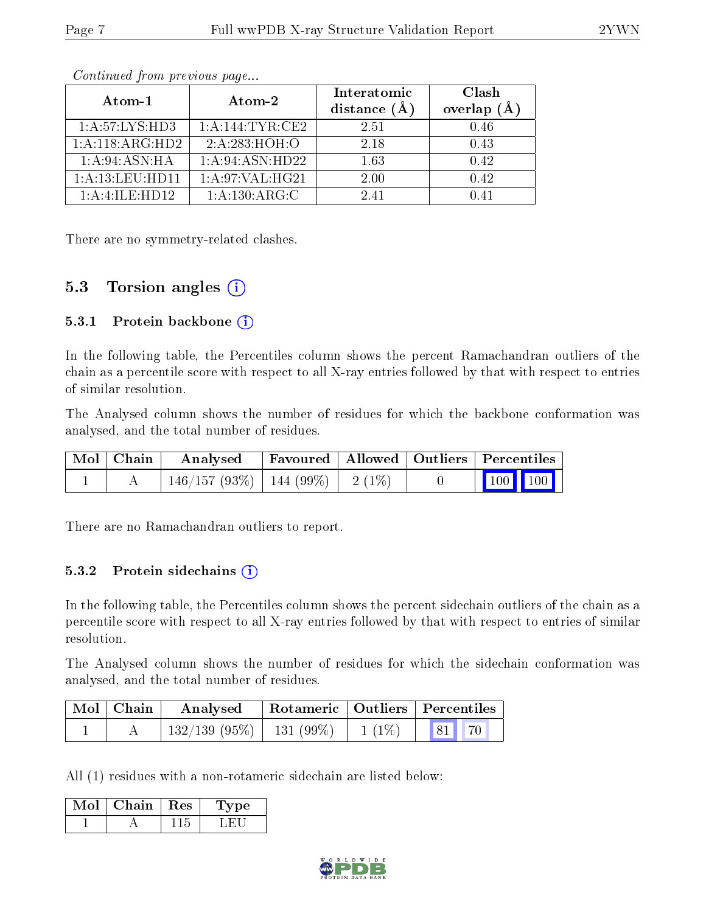*Continued from previous page...*

| Atom-1 | Atom-2 | Interatomic distance (Å) | Clash overlap (Å) |
|---|---|---|---|
| 1:A:57:LYS:HD3 | 1:A:144:TYR:CE2 | 2.51 | 0.46 |
| 1:A:118:ARG:HD2 | 2:A:283:HOH:O | 2.18 | 0.43 |
| 1:A:94:ASN:HA | 1:A:94:ASN:HD22 | 1.63 | 0.42 |
| 1:A:13:LEU:HD11 | 1:A:97:VAL:HG21 | 2.00 | 0.42 |
| 1:A:4:ILE:HD12 | 1:A:130:ARG:C | 2.41 | 0.41 |

There are no symmetry-related clashes.

## 5.3 Torsion angles (i)

### 5.3.1 Protein backbone (i)

In the following table, the Percentiles column shows the percent Ramachandran outliers of the chain as a percentile score with respect to all X-ray entries followed by that with respect to entries of similar resolution.

The Analysed column shows the number of residues for which the backbone conformation was analysed, and the total number of residues.

| Mol | Chain | Analysed | Favoured | Allowed | Outliers | Percentiles | |
|---|---|---|---|---|---|---|---|
| 1 | A | 146/157 (93%) | 144 (99%) | 2 (1%) | 0 | 100 | 100 |

There are no Ramachandran outliers to report.

### 5.3.2 Protein sidechains (i)

In the following table, the Percentiles column shows the percent sidechain outliers of the chain as a percentile score with respect to all X-ray entries followed by that with respect to entries of similar resolution.

The Analysed column shows the number of residues for which the sidechain conformation was analysed, and the total number of residues.

| Mol | Chain | Analysed | Rotameric | Outliers | Percentiles | |
|---|---|---|---|---|---|---|
| 1 | A | 132/139 (95%) | 131 (99%) | 1 (1%) | 81 | 70 |

All (1) residues with a non-rotameric sidechain are listed below:

| Mol | Chain | Res | Type |
|---|---|---|---|
| 1 | A | 115 | LEU |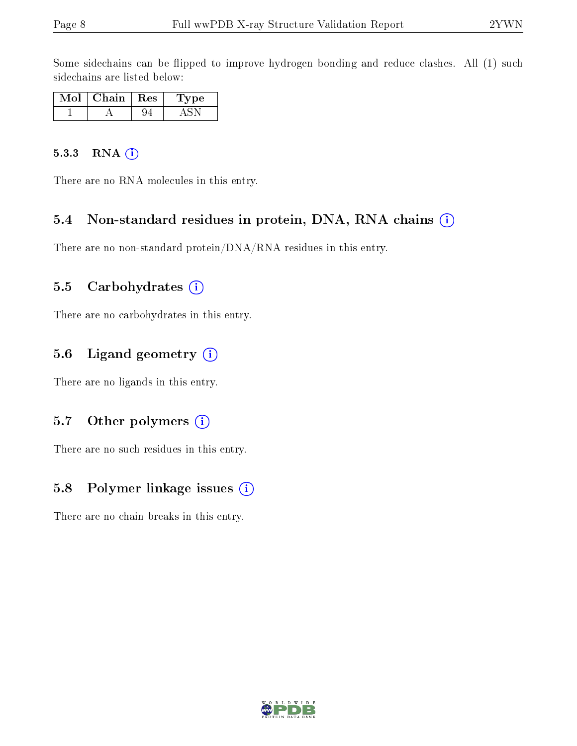Some sidechains can be flipped to improve hydrogen bonding and reduce clashes. All (1) such sidechains are listed below:

| Mol | Chain | Res | Type |
|---|---|---|---|
| 1 | A | 94 | ASN |

#### 5.3.3 RNA

There are no RNA molecules in this entry.

### 5.4 Non-standard residues in protein, DNA, RNA chains

There are no non-standard protein/DNA/RNA residues in this entry.

### 5.5 Carbohydrates

There are no carbohydrates in this entry.

### 5.6 Ligand geometry

There are no ligands in this entry.

### 5.7 Other polymers

There are no such residues in this entry.

### 5.8 Polymer linkage issues

There are no chain breaks in this entry.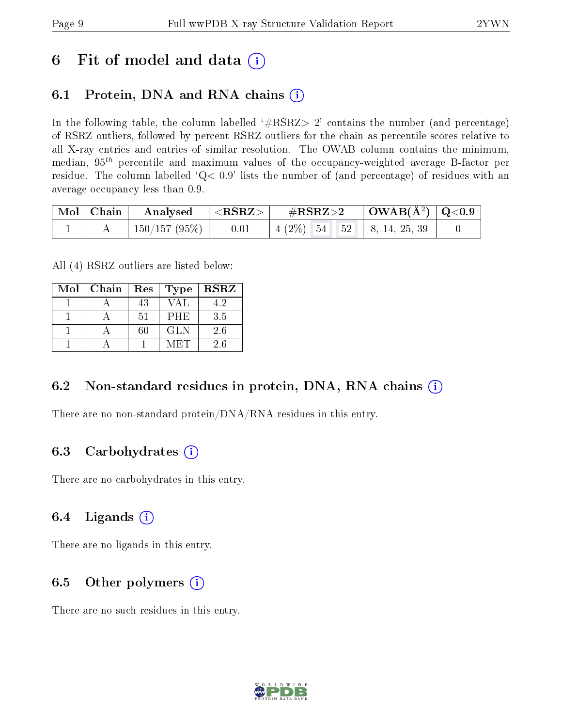# 6 Fit of model and data

## 6.1 Protein, DNA and RNA chains

In the following table, the column labelled '#RSRZ> 2' contains the number (and percentage) of RSRZ outliers, followed by percent RSRZ outliers for the chain as percentile scores relative to all X-ray entries and entries of similar resolution. The OWAB column contains the minimum, median, $95^{th}$ percentile and maximum values of the occupancy-weighted average B-factor per residue. The column labelled 'Q< 0.9' lists the number of (and percentage) of residues with an average occupancy less than 0.9.

| Mol | Chain | Analysed | <RSRZ> | #RSRZ>2 | | | OWAB(Å$^2$) | Q<0.9 |
|---|---|---|---|---|---|---|---|---|
| 1 | A | 150/157 (95%) | -0.01 | 4 (2%) | 54 | 52 | 8, 14, 25, 39 | 0 |

All (4) RSRZ outliers are listed below:

| Mol | Chain | Res | Type | RSRZ |
|---|---|---|---|---|
| 1 | A | 43 | VAL | 4.2 |
| 1 | A | 51 | PHE | 3.5 |
| 1 | A | 60 | GLN | 2.6 |
| 1 | A | 1 | MET | 2.6 |

## 6.2 Non-standard residues in protein, DNA, RNA chains

There are no non-standard protein/DNA/RNA residues in this entry.

## 6.3 Carbohydrates

There are no carbohydrates in this entry.

## 6.4 Ligands

There are no ligands in this entry.

## 6.5 Other polymers

There are no such residues in this entry.